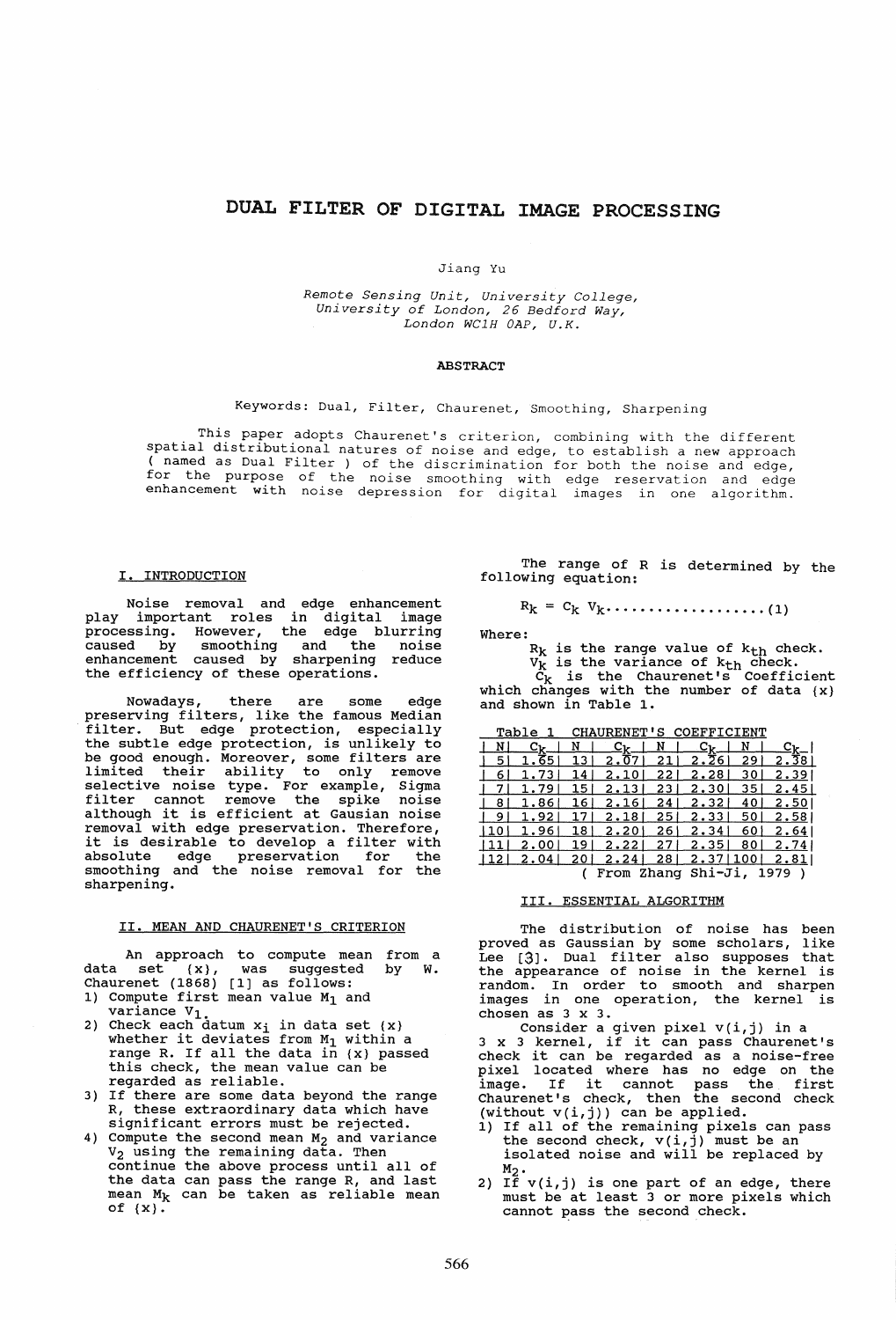# DUAL FILTER OF DIGITAL IMAGE PROCESSING

Jiang Yu

*Remote Sensing Unit, University College, University of London, 26 Bedford Way, London WC1H 0AP, U.K.*

**ABSTRACT**

Keywords: Dual, Filter, Chaurenet, Smoothing, Sharpening

This paper adopts Chaurenet's criterion, combining with the different spatial distributional natures of noise and edge, to establish a new approach ( named as Dual Filter ) of the discrimination for both the noise and edge, for the purpose of the noise smoothing with edge reservation and edge enhancement with noise depression for digital images in one algorithm.

## I. INTRODUCTION

Noise removal and edge enhancement play important roles in digital image processing. However, the edge blurring caused by smoothing and the noise enhancement caused by sharpening reduce the efficiency of these operations.

Nowadays, there are some edge preserving filters, like the famous Median filter. But edge protection, especially the subtle edge protection, is unlikely to be good enough. Moreover, some filters are limited their ability to only remove selective noise type. For example, Sigma filter cannot remove the spike noise although it is efficient at Gausian noise removal with edge preservation. Therefore, it is desirable to develop a filter with absolute edge preservation for the smoothing and the noise removal for the sharpening.

## II. MEAN AND CHAURENET'S CRITERION

An approach to compute mean from a data set {x}, was suggested by W. Chaurenet (1868) [1] as follows:

1) Compute first mean value $M_1$ and variance $V_1$.
2) Check each datum $x_i$ in data set {x} whether it deviates from $M_1$ within a range R. If all the data in {x} passed this check, the mean value can be regarded as reliable.
3) If there are some data beyond the range R, these extraordinary data which have significant errors must be rejected.
4) Compute the second mean $M_2$ and variance $V_2$ using the remaining data. Then continue the above process until all of the data can pass the range R, and last mean $M_k$ can be taken as reliable mean of {x}.

The range of R is determined by the following equation:

$$R_k = C_k V_k \quad (1)$$

Where:

$R_k$ is the range value of $k_{th}$ check.
$V_k$ is the variance of $k_{th}$ check.
$C_k$ is the Chaurenet's Coefficient which changes with the number of data {x} and shown in Table 1.

Table 1 CHAURENET'S COEFFICIENT

| N | $C_k$ | N | $C_k$ | N | $C_k$ | N | $C_k$ |
|---|---|---|---|---|---|---|---|
| 5 | 1.65 | 13 | 2.07 | 21 | 2.26 | 29 | 2.38 |
| 6 | 1.73 | 14 | 2.10 | 22 | 2.28 | 30 | 2.39 |
| 7 | 1.79 | 15 | 2.13 | 23 | 2.30 | 35 | 2.45 |
| 8 | 1.86 | 16 | 2.16 | 24 | 2.32 | 40 | 2.50 |
| 9 | 1.92 | 17 | 2.18 | 25 | 2.33 | 50 | 2.58 |
| 10 | 1.96 | 18 | 2.20 | 26 | 2.34 | 60 | 2.64 |
| 11 | 2.00 | 19 | 2.22 | 27 | 2.35 | 80 | 2.74 |
| 12 | 2.04 | 20 | 2.24 | 28 | 2.37 | 100 | 2.81 |

( From Zhang Shi-Ji, 1979 )

## III. ESSENTIAL ALGORITHM

The distribution of noise has been proved as Gaussian by some scholars, like Lee [3]. Dual filter also supposes that the appearance of noise in the kernel is random. In order to smooth and sharpen images in one operation, the kernel is chosen as 3 x 3.

Consider a given pixel v(i,j) in a 3 x 3 kernel, if it can pass Chaurenet's check it can be regarded as a noise-free pixel located where has no edge on the image. If it cannot pass the first Chaurenet's check, then the second check (without v(i,j)) can be applied.

1) If all of the remaining pixels can pass the second check, v(i,j) must be an isolated noise and will be replaced by $M_2$.
2) If v(i,j) is one part of an edge, there must be at least 3 or more pixels which cannot pass the second check.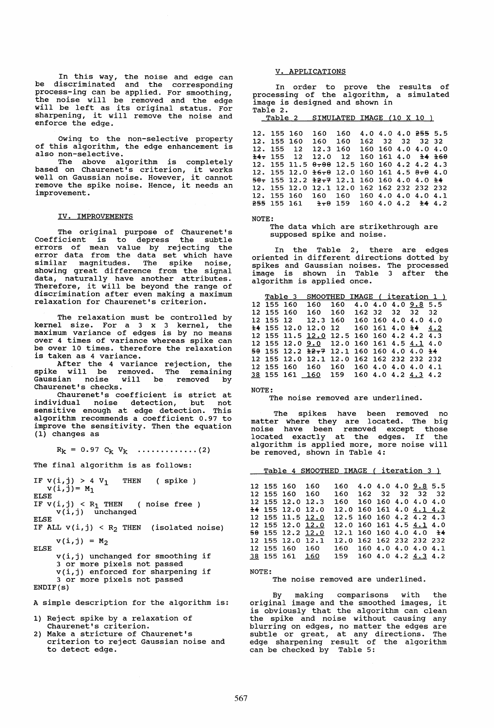In this way, the noise and edge can be discriminated and the corresponding process-ing can be applied. For smoothing, the noise will be removed and the edge will be left as its original status. For sharpening, it will remove the noise and enforce the edge.

Owing to the non-selective property of this algorithm, the edge enhancement is also non-selective.

The above algorithm is completely based on Chaurenet's criterion, it works well on Gaussian noise. However, it cannot remove the spike noise. Hence, it needs an improvement.

## IV. IMPROVEMENTS

The original purpose of Chaurenet's Coefficient is to depress the subtle errors of mean value by rejecting the error data from the data set which have similar magnitudes. The spike noise, showing great difference from the signal data, naturally have another attributes. Therefore, it will be beyond the range of discrimination after even making a maximum relaxation for Chaurenet's criterion.

The relaxation must be controlled by kernel size. For a 3 x 3 kernel, the maximum variance of edges is by no means over 4 times of variance whereas spike can be over 10 times. therefore the relaxation is taken as 4 variance.

After the 4 variance rejection, the spike will be removed. The remaining Gaussian noise will be removed by Chaurenet's checks.

Chaurenet's coefficient is strict at individual noise detection, but not sensitive enough at edge detection. This algorithm recommends a coefficient 0.97 to improve the sensitivity. Then the equation (1) changes as

$$R_k = 0.97\ C_k\ V_k \quad \ldots\ldots\ldots\ldots (2)$$

The final algorithm is as follows:

```
IF v(i,j) > 4 V1   THEN   ( spike )
   v(i,j)= M1
ELSE
IF v(i,j) < R1 THEN   ( noise free )
     v(i,j)  unchanged
ELSE
IF ALL v(i,j) < R2 THEN  (isolated noise)

     v(i,j) = M2
ELSE
     v(i,j) unchanged for smoothing if
     3 or more pixels not passed
     v(i,j) enforced for sharpening if
     3 or more pixels not passed
ENDIF(s)
```

A simple description for the algorithm is:

1) Reject spike by a relaxation of Chaurenet's criterion.
2) Make a stricture of Chaurenet's criterion to reject Gaussian noise and to detect edge.

## V. APPLICATIONS

In order to prove the results of processing of the algorithm, a simulated image is designed and shown in Table 2.

Table 2 SIMULATED IMAGE (10 X 10)

| | | | | | | | | | |
|---|---|---|---|---|---|---|---|---|---|
| 12. | 155 | 160 | 160 | 160 | 4.0 | 4.0 | 4.0 | ~~255~~ | 5.5 |
| 12. | 155 | 160 | 160 | 160 | 162 | 32 | 32 | 32 | 32 |
| 12. | 155 | 12 | 12.3 | 160 | 160 | 160 | 4.0 | 4.0 | 4.0 |
| ~~14.~~ | 155 | 12 | 12.0 | 12 | 160 | 161 | 4.0 | ~~14~~ | ~~160~~ |
| 12. | 155 | 11.5 | ~~0.00~~ | 12.5 | 160 | 160 | 4.2 | 4.2 | 4.3 |
| 12. | 155 | 12.0 | ~~16.0~~ | 12.0 | 160 | 161 | 4.5 | ~~0.0~~ | 4.0 |
| ~~50.~~ | 155 | 12.2 | ~~12.7~~ | 12.1 | 160 | 160 | 4.0 | 4.0 | ~~14~~ |
| 12. | 155 | 12.0 | 12.1 | 12.0 | 162 | 162 | 232 | 232 | 232 |
| 12. | 155 | 160 | 160 | 160 | 160 | 4.0 | 4.0 | 4.0 | 4.1 |
| ~~255~~ | 155 | 161 | ~~1.0~~ | 159 | 160 | 4.0 | 4.2 | ~~14~~ | 4.2 |

NOTE:
The data which are strikethrough are supposed spike and noise.

In the Table 2, there are edges oriented in different directions dotted by spikes and Gaussian noises. The processed image is shown in Table 3 after the algorithm is applied once.

Table 3 SMOOTHED IMAGE ( iteration 1 )

| | | | | | | | | | |
|---|---|---|---|---|---|---|---|---|---|
| 12 | 155 | 160 | 160 | 160 | 4.0 | 4.0 | 4.0 | <u>9.8</u> | 5.5 |
| 12 | 155 | 160 | 160 | 160 | 162 | 32 | 32 | 32 | 32 |
| 12 | 155 | 12 | 12.3 | 160 | 160 | 160 | 4.0 | 4.0 | 4.0 |
| ~~14~~ | 155 | 12.0 | 12.0 | 12 | 160 | 161 | 4.0 | ~~14~~ | <u>4.2</u> |
| 12 | 155 | 11.5 | <u>12.0</u> | 12.5 | 160 | 160 | 4.2 | 4.2 | 4.3 |
| 12 | 155 | 12.0 | <u>9.0</u> | 12.0 | 160 | 161 | 4.5 | <u>4.1</u> | 4.0 |
| ~~50~~ | 155 | 12.2 | ~~12.7~~ | 12.1 | 160 | 160 | 4.0 | 4.0 | ~~14~~ |
| 12 | 155 | 12.0 | 12.1 | 12.0 | 162 | 162 | 232 | 232 | 232 |
| 12 | 155 | 160 | 160 | 160 | 160 | 4.0 | 4.0 | 4.0 | 4.1 |
| <u>38</u> | 155 | 161 | <u>160</u> | 159 | 160 | 4.0 | 4.2 | <u>4.3</u> | 4.2 |

NOTE:
The noise removed are underlined.

The spikes have been removed no matter where they are located. The big noise have been removed except those located exactly at the edges. If the algorithm is applied more, more noise will be removed, shown in Table 4:

Table 4 SMOOTHED IMAGE ( iteration 3 )

| | | | | | | | | | |
|---|---|---|---|---|---|---|---|---|---|
| 12 | 155 | 160 | 160 | 160 | 4.0 | 4.0 | 4.0 | <u>9.8</u> | 5.5 |
| 12 | 155 | 160 | 160 | 160 | 162 | 32 | 32 | 32 | 32 |
| 12 | 155 | 12.0 | 12.3 | 160 | 160 | 160 | 4.0 | 4.0 | 4.0 |
| ~~14~~ | 155 | 12.0 | 12.0 | 12.0 | 160 | 161 | 4.0 | <u>4.1</u> | <u>4.2</u> |
| 12 | 155 | 11.5 | <u>12.0</u> | 12.5 | 160 | 160 | 4.2 | 4.2 | 4.3 |
| 12 | 155 | 12.0 | <u>12.0</u> | 12.0 | 160 | 161 | 4.5 | <u>4.1</u> | 4.0 |
| ~~50~~ | 155 | 12.2 | <u>12.0</u> | 12.1 | 160 | 160 | 4.0 | 4.0 | ~~14~~ |
| 12 | 155 | 12.0 | 12.1 | 12.0 | 162 | 162 | 232 | 232 | 232 |
| 12 | 155 | 160 | 160 | 160 | 160 | 4.0 | 4.0 | 4.0 | 4.1 |
| <u>38</u> | 155 | 161 | <u>160</u> | 159 | 160 | 4.0 | 4.2 | <u>4.3</u> | 4.2 |

NOTE:
The noise removed are underlined.

By making comparisons with the original image and the smoothed images, it is obviously that the algorithm can clean the spike and noise without causing any blurring on edges, no matter the edges are subtle or great, at any directions. The edge sharpening result of the algorithm can be checked by Table 5: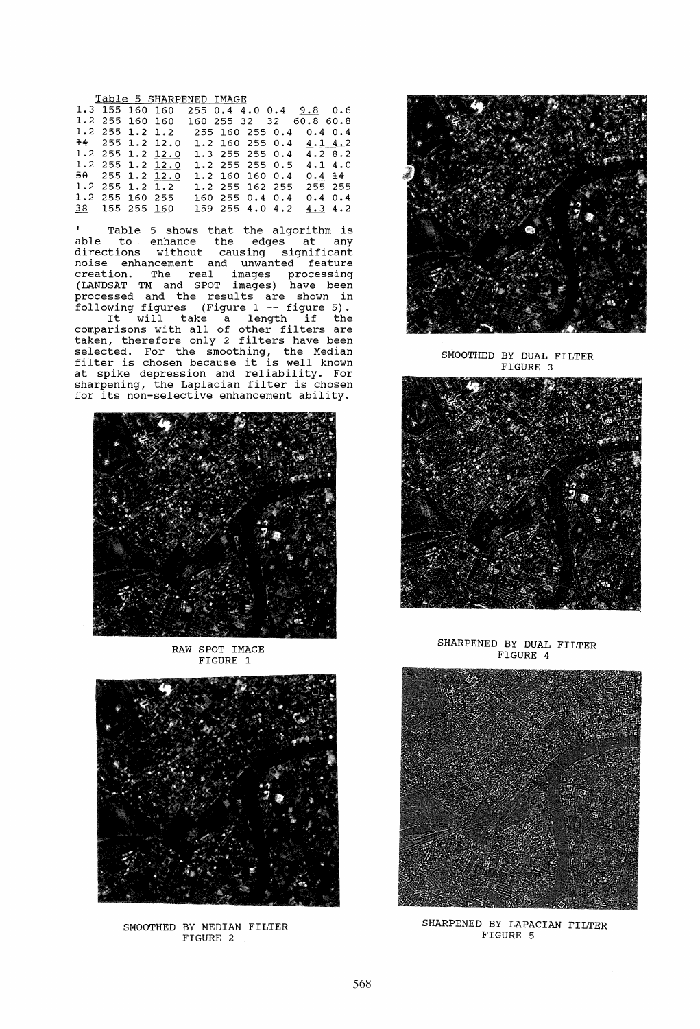Table 5 SHARPENED IMAGE

```
1.3 155 160 160   255 0.4 4.0 0.4  9.8  0.6
1.2 255 160 160   160 255 32  32  60.8 60.8
1.2 255 1.2 1.2    255 160 255 0.4  0.4 0.4
14  255 1.2 12.0   1.2 160 255 0.4  4.1 4.2
1.2 255 1.2 12.0   1.3 255 255 0.4  4.2 8.2
1.2 255 1.2 12.0   1.2 255 255 0.5  4.1 4.0
50  255 1.2 12.0   1.2 160 160 0.4  0.4 14
1.2 255 1.2 1.2    1.2 255 162 255  255 255
1.2 255 160 255    160 255 0.4 0.4  0.4 0.4
38  155 255 160    159 255 4.0 4.2  4.3 4.2
```

Table 5 shows that the algorithm is able to enhance the edges at any directions without causing significant noise enhancement and unwanted feature creation. The real images processing (LANDSAT TM and SPOT images) have been processed and the results are shown in following figures (Figure 1 -- figure 5).

It will take a length if the comparisons with all of other filters are taken, therefore only 2 filters have been selected. For the smoothing, the Median filter is chosen because it is well known at spike depression and reliability. For sharpening, the Laplacian filter is chosen for its non-selective enhancement ability.

RAW SPOT IMAGE
FIGURE 1

SMOOTHED BY MEDIAN FILTER
FIGURE 2

SMOOTHED BY DUAL FILTER
FIGURE 3

SHARPENED BY DUAL FILTER
FIGURE 4

SHARPENED BY LAPACIAN FILTER
FIGURE 5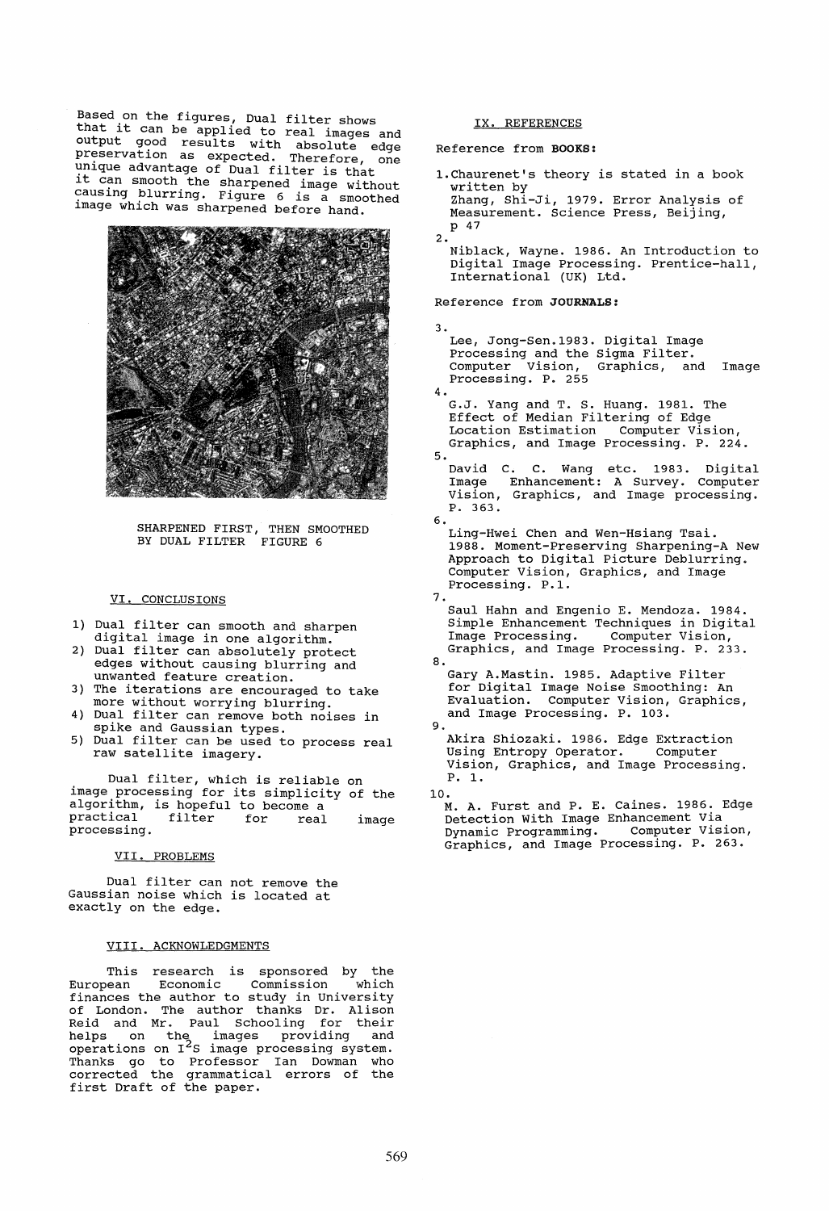Based on the figures, Dual filter shows that it can be applied to real images and output good results with absolute edge preservation as expected. Therefore, one unique advantage of Dual filter is that it can smooth the sharpened image without causing blurring. Figure 6 is a smoothed image which was sharpened before hand.

SHARPENED FIRST, THEN SMOOTHED BY DUAL FILTER FIGURE 6

## VI. CONCLUSIONS

1) Dual filter can smooth and sharpen digital image in one algorithm.
2) Dual filter can absolutely protect edges without causing blurring and unwanted feature creation.
3) The iterations are encouraged to take more without worrying blurring.
4) Dual filter can remove both noises in spike and Gaussian types.
5) Dual filter can be used to process real raw satellite imagery.

Dual filter, which is reliable on image processing for its simplicity of the algorithm, is hopeful to become a practical filter for real image processing.

## VII. PROBLEMS

Dual filter can not remove the Gaussian noise which is located at exactly on the edge.

## VIII. ACKNOWLEDGMENTS

This research is sponsored by the European Economic Commission which finances the author to study in University of London. The author thanks Dr. Alison Reid and Mr. Paul Schooling for their helps on the images providing and operations on $I^2S$ image processing system. Thanks go to Professor Ian Dowman who corrected the grammatical errors of the first Draft of the paper.

## IX. REFERENCES

Reference from **BOOKS:**

1. Chaurenet's theory is stated in a book written by Zhang, Shi-Ji, 1979. Error Analysis of Measurement. Science Press, Beijing, p 47
2. Niblack, Wayne. 1986. An Introduction to Digital Image Processing. Prentice-hall, International (UK) Ltd.

Reference from **JOURNALS:**

3. Lee, Jong-Sen.1983. Digital Image Processing and the Sigma Filter. Computer Vision, Graphics, and Image Processing. P. 255
4. G.J. Yang and T. S. Huang. 1981. The Effect of Median Filtering of Edge Location Estimation Computer Vision, Graphics, and Image Processing. P. 224.
5. David C. C. Wang etc. 1983. Digital Image Enhancement: A Survey. Computer Vision, Graphics, and Image processing. P. 363.
6. Ling-Hwei Chen and Wen-Hsiang Tsai. 1988. Moment-Preserving Sharpening-A New Approach to Digital Picture Deblurring. Computer Vision, Graphics, and Image Processing. P.1.
7. Saul Hahn and Engenio E. Mendoza. 1984. Simple Enhancement Techniques in Digital Image Processing. Computer Vision, Graphics, and Image Processing. P. 233.
8. Gary A.Mastin. 1985. Adaptive Filter for Digital Image Noise Smoothing: An Evaluation. Computer Vision, Graphics, and Image Processing. P. 103.
9. Akira Shiozaki. 1986. Edge Extraction Using Entropy Operator. Computer Vision, Graphics, and Image Processing. P. 1.
10. M. A. Furst and P. E. Caines. 1986. Edge Detection With Image Enhancement Via Dynamic Programming. Computer Vision, Graphics, and Image Processing. P. 263.